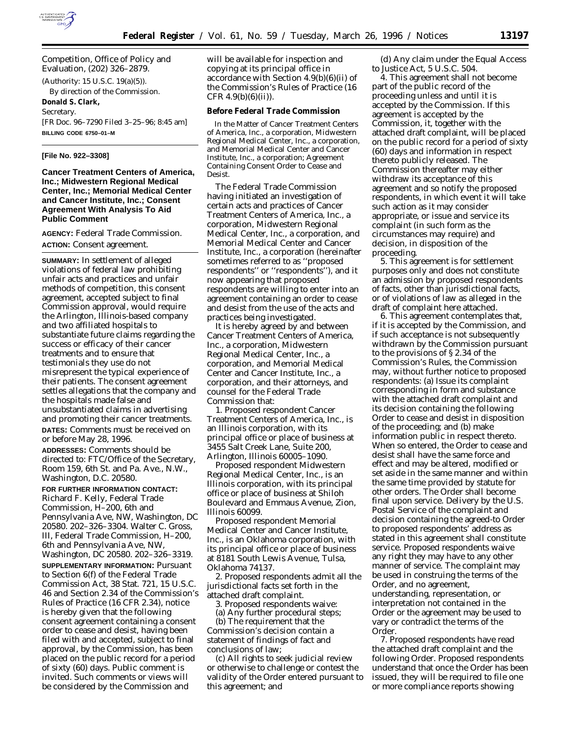Competition, Office of Policy and Evaluation, (202) 326–2879.

(Authority: 15 U.S.C. 19(a)(5)).

By direction of the Commission.

**Donald S. Clark,**

*Secretary.*

[FR Doc. 96–7290 Filed 3–25–96; 8:45 am]

**BILLING CODE 6750–01–M**

---

**[File No. 922–3308]**

## Cancer Treatment Centers of America, Inc.; Midwestern Regional Medical Center, Inc.; Memorial Medical Center and Cancer Institute, Inc.; Consent Agreement With Analysis To Aid Public Comment

**AGENCY:** Federal Trade Commission.

**ACTION:** Consent agreement.

**SUMMARY:** In settlement of alleged violations of federal law prohibiting unfair acts and practices and unfair methods of competition, this consent agreement, accepted subject to final Commission approval, would require the Arlington, Illinois-based company and two affiliated hospitals to substantiate future claims regarding the success or efficacy of their cancer treatments and to ensure that testimonials they use do not misrepresent the typical experience of their patients. The consent agreement settles allegations that the company and the hospitals made false and unsubstantiated claims in advertising and promoting their cancer treatments.

**DATES:** Comments must be received on or before May 28, 1996.

**ADDRESSES:** Comments should be directed to: FTC/Office of the Secretary, Room 159, 6th St. and Pa. Ave., N.W., Washington, D.C. 20580.

**FOR FURTHER INFORMATION CONTACT:** Richard F. Kelly, Federal Trade Commission, H–200, 6th and Pennsylvania Ave, NW, Washington, DC 20580. 202–326–3304. Walter C. Gross, III, Federal Trade Commission, H–200, 6th and Pennsylvania Ave, NW, Washington, DC 20580. 202–326–3319.

**SUPPLEMENTARY INFORMATION:** Pursuant to Section 6(f) of the Federal Trade Commission Act, 38 Stat. 721, 15 U.S.C. 46 and Section 2.34 of the Commission's Rules of Practice (16 CFR 2.34), notice is hereby given that the following consent agreement containing a consent order to cease and desist, having been filed with and accepted, subject to final approval, by the Commission, has been placed on the public record for a period of sixty (60) days. Public comment is invited. Such comments or views will be considered by the Commission and will be available for inspection and copying at its principal office in accordance with Section 4.9(b)(6)(ii) of the Commission's Rules of Practice (16 CFR 4.9(b)(6)(ii)).

### Before Federal Trade Commission

In the Matter of Cancer Treatment Centers of America, Inc., a corporation, Midwestern Regional Medical Center, Inc., a corporation, and Memorial Medical Center and Cancer Institute, Inc., a corporation; Agreement Containing Consent Order to Cease and Desist.

The Federal Trade Commission having initiated an investigation of certain acts and practices of Cancer Treatment Centers of America, Inc., a corporation, Midwestern Regional Medical Center, Inc., a corporation, and Memorial Medical Center and Cancer Institute, Inc., a corporation (hereinafter sometimes referred to as "proposed respondents" or "respondents"), and it now appearing that proposed respondents are willing to enter into an agreement containing an order to cease and desist from the use of the acts and practices being investigated.

It is hereby agreed by and between Cancer Treatment Centers of America, Inc., a corporation, Midwestern Regional Medical Center, Inc., a corporation, and Memorial Medical Center and Cancer Institute, Inc., a corporation, and their attorneys, and counsel for the Federal Trade Commission that:

1. Proposed respondent Cancer Treatment Centers of America, Inc., is an Illinois corporation, with its principal office or place of business at 3455 Salt Creek Lane, Suite 200, Arlington, Illinois 60005–1090.

Proposed respondent Midwestern Regional Medical Center, Inc., is an Illinois corporation, with its principal office or place of business at Shiloh Boulevard and Emmaus Avenue, Zion, Illinois 60099.

Proposed respondent Memorial Medical Center and Cancer Institute, Inc., is an Oklahoma corporation, with its principal office or place of business at 8181 South Lewis Avenue, Tulsa, Oklahoma 74137.

2. Proposed respondents admit all the jurisdictional facts set forth in the attached draft complaint.

3. Proposed respondents waive:

(a) Any further procedural steps;

(b) The requirement that the Commission's decision contain a statement of findings of fact and conclusions of law;

(c) All rights to seek judicial review or otherwise to challenge or contest the validity of the Order entered pursuant to this agreement; and

(d) Any claim under the Equal Access to Justice Act, 5 U.S.C. 504.

4. This agreement shall not become part of the public record of the proceeding unless and until it is accepted by the Commission. If this agreement is accepted by the Commission, it, together with the attached draft complaint, will be placed on the public record for a period of sixty (60) days and information in respect thereto publicly released. The Commission thereafter may either withdraw its acceptance of this agreement and so notify the proposed respondents, in which event it will take such action as it may consider appropriate, or issue and service its complaint (in such form as the circumstances may require) and decision, in disposition of the proceeding.

5. This agreement is for settlement purposes only and does not constitute an admission by proposed respondents of facts, other than jurisdictional facts, or of violations of law as alleged in the draft of complaint here attached.

6. This agreement contemplates that, if it is accepted by the Commission, and if such acceptance is not subsequently withdrawn by the Commission pursuant to the provisions of § 2.34 of the Commission's Rules, the Commission may, without further notice to proposed respondents: (a) Issue its complaint corresponding in form and substance with the attached draft complaint and its decision containing the following Order to cease and desist in disposition of the proceeding; and (b) make information public in respect thereto. When so entered, the Order to cease and desist shall have the same force and effect and may be altered, modified or set aside in the same manner and within the same time provided by statute for other orders. The Order shall become final upon service. Delivery by the U.S. Postal Service of the complaint and decision containing the agreed-to Order to proposed respondents' address as stated in this agreement shall constitute service. Proposed respondents waive any right they may have to any other manner of service. The complaint may be used in construing the terms of the Order, and no agreement, understanding, representation, or interpretation not contained in the Order or the agreement may be used to vary or contradict the terms of the Order.

7. Proposed respondents have read the attached draft complaint and the following Order. Proposed respondents understand that once the Order has been issued, they will be required to file one or more compliance reports showing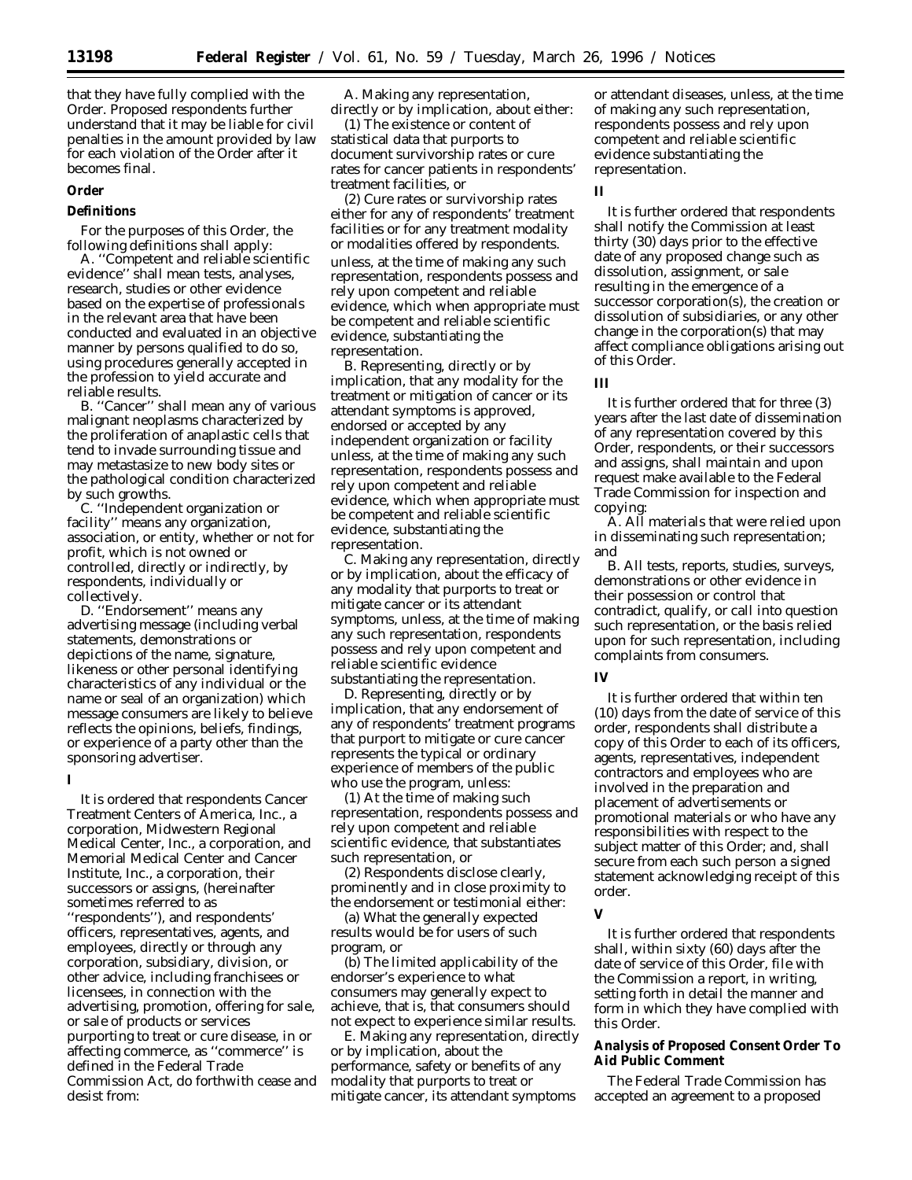that they have fully complied with the Order. Proposed respondents further understand that it may be liable for civil penalties in the amount provided by law for each violation of the Order after it becomes final.

**Order**

**Definitions**

For the purposes of this Order, the following definitions shall apply:

A. ''Competent and reliable scientific evidence'' shall mean tests, analyses, research, studies or other evidence based on the expertise of professionals in the relevant area that have been conducted and evaluated in an objective manner by persons qualified to do so, using procedures generally accepted in the profession to yield accurate and reliable results.

B. ''Cancer'' shall mean any of various malignant neoplasms characterized by the proliferation of anaplastic cells that tend to invade surrounding tissue and may metastasize to new body sites or the pathological condition characterized by such growths.

C. ''Independent organization or facility'' means any organization, association, or entity, whether or not for profit, which is not owned or controlled, directly or indirectly, by respondents, individually or collectively.

D. ''Endorsement'' means any advertising message (including verbal statements, demonstrations or depictions of the name, signature, likeness or other personal identifying characteristics of any individual or the name or seal of an organization) which message consumers are likely to believe reflects the opinions, beliefs, findings, or experience of a party other than the sponsoring advertiser.

**I**

It is ordered that respondents Cancer Treatment Centers of America, Inc., a corporation, Midwestern Regional Medical Center, Inc., a corporation, and Memorial Medical Center and Cancer Institute, Inc., a corporation, their successors or assigns, (hereinafter sometimes referred to as ''respondents''), and respondents' officers, representatives, agents, and employees, directly or through any corporation, subsidiary, division, or other advice, including franchisees or licensees, in connection with the advertising, promotion, offering for sale, or sale of products or services purporting to treat or cure disease, in or affecting commerce, as ''commerce'' is defined in the Federal Trade Commission Act, do forthwith cease and desist from:

A. Making any representation, directly or by implication, about either:

(1) The existence or content of statistical data that purports to document survivorship rates or cure rates for cancer patients in respondents' treatment facilities, or

(2) Cure rates or survivorship rates either for any of respondents' treatment facilities or for any treatment modality or modalities offered by respondents.

unless, at the time of making any such representation, respondents possess and rely upon competent and reliable evidence, which when appropriate must be competent and reliable scientific evidence, substantiating the representation.

B. Representing, directly or by implication, that any modality for the treatment or mitigation of cancer or its attendant symptoms is approved, endorsed or accepted by any independent organization or facility unless, at the time of making any such representation, respondents possess and rely upon competent and reliable evidence, which when appropriate must be competent and reliable scientific evidence, substantiating the representation.

C. Making any representation, directly or by implication, about the efficacy of any modality that purports to treat or mitigate cancer or its attendant symptoms, unless, at the time of making any such representation, respondents possess and rely upon competent and reliable scientific evidence substantiating the representation.

D. Representing, directly or by implication, that any endorsement of any of respondents' treatment programs that purport to mitigate or cure cancer represents the typical or ordinary experience of members of the public who use the program, unless:

(1) At the time of making such representation, respondents possess and rely upon competent and reliable scientific evidence, that substantiates such representation, or

(2) Respondents disclose clearly, prominently and in close proximity to the endorsement or testimonial either:

(a) What the generally expected results would be for users of such program, or

(b) The limited applicability of the endorser's experience to what consumers may generally expect to achieve, that is, that consumers should not expect to experience similar results.

E. Making any representation, directly or by implication, about the performance, safety or benefits of any modality that purports to treat or mitigate cancer, its attendant symptoms or attendant diseases, unless, at the time of making any such representation, respondents possess and rely upon competent and reliable scientific evidence substantiating the representation.

**II**

It is further ordered that respondents shall notify the Commission at least thirty (30) days prior to the effective date of any proposed change such as dissolution, assignment, or sale resulting in the emergence of a successor corporation(s), the creation or dissolution of subsidiaries, or any other change in the corporation(s) that may affect compliance obligations arising out of this Order.

**III**

It is further ordered that for three (3) years after the last date of dissemination of any representation covered by this Order, respondents, or their successors and assigns, shall maintain and upon request make available to the Federal Trade Commission for inspection and copying:

A. All materials that were relied upon in disseminating such representation; and

B. All tests, reports, studies, surveys, demonstrations or other evidence in their possession or control that contradict, qualify, or call into question such representation, or the basis relied upon for such representation, including complaints from consumers.

**IV**

It is further ordered that within ten (10) days from the date of service of this order, respondents shall distribute a copy of this Order to each of its officers, agents, representatives, independent contractors and employees who are involved in the preparation and placement of advertisements or promotional materials or who have any responsibilities with respect to the subject matter of this Order; and, shall secure from each such person a signed statement acknowledging receipt of this order.

**V**

It is further ordered that respondents shall, within sixty (60) days after the date of service of this Order, file with the Commission a report, in writing, setting forth in detail the manner and form in which they have complied with this Order.

**Analysis of Proposed Consent Order To Aid Public Comment**

The Federal Trade Commission has accepted an agreement to a proposed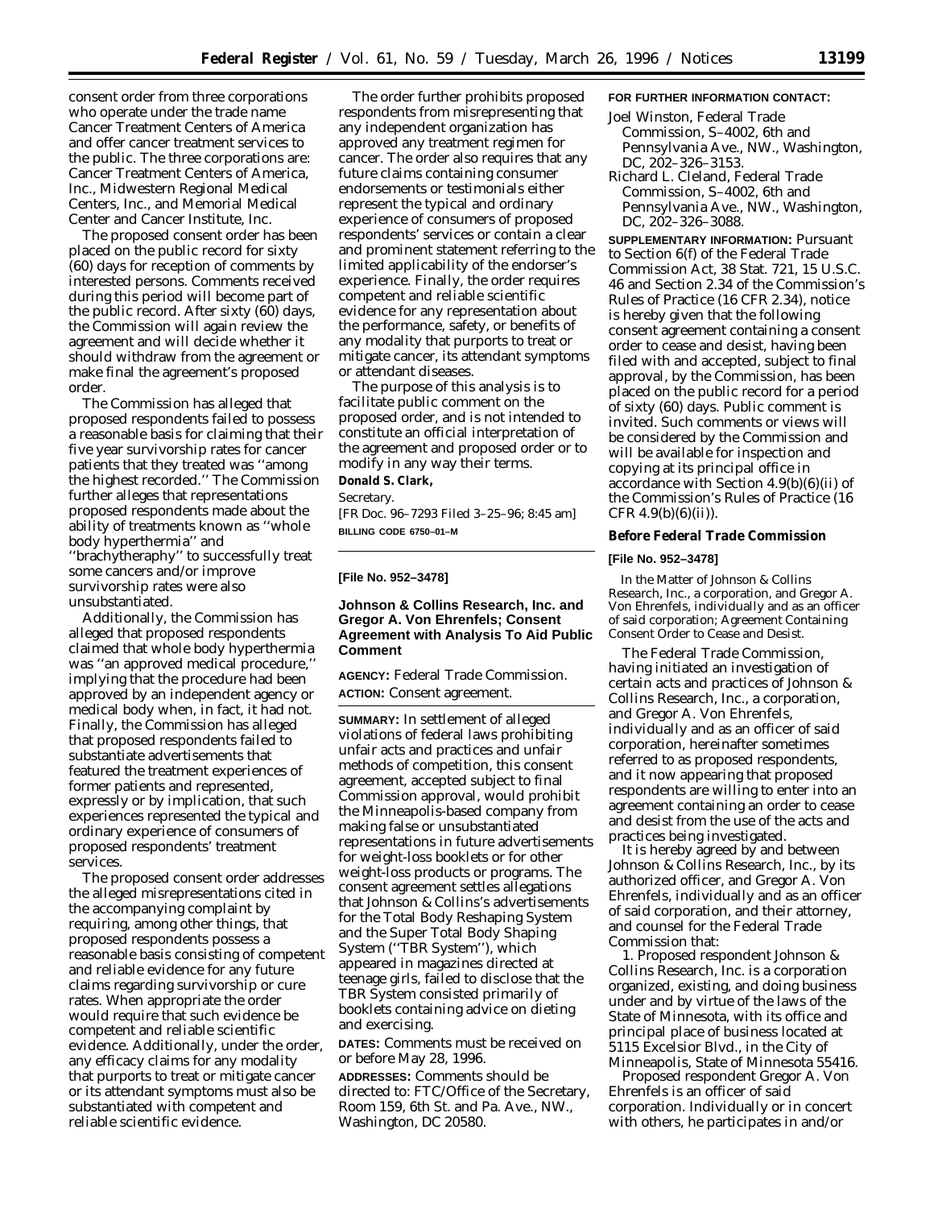consent order from three corporations who operate under the trade name Cancer Treatment Centers of America and offer cancer treatment services to the public. The three corporations are: Cancer Treatment Centers of America, Inc., Midwestern Regional Medical Centers, Inc., and Memorial Medical Center and Cancer Institute, Inc.

The proposed consent order has been placed on the public record for sixty (60) days for reception of comments by interested persons. Comments received during this period will become part of the public record. After sixty (60) days, the Commission will again review the agreement and will decide whether it should withdraw from the agreement or make final the agreement's proposed order.

The Commission has alleged that proposed respondents failed to possess a reasonable basis for claiming that their five year survivorship rates for cancer patients that they treated was ''among the highest recorded.'' The Commission further alleges that representations proposed respondents made about the ability of treatments known as ''whole body hyperthermia'' and ''brachytheraphy'' to successfully treat some cancers and/or improve survivorship rates were also unsubstantiated.

Additionally, the Commission has alleged that proposed respondents claimed that whole body hyperthermia was ''an approved medical procedure,'' implying that the procedure had been approved by an independent agency or medical body when, in fact, it had not. Finally, the Commission has alleged that proposed respondents failed to substantiate advertisements that featured the treatment experiences of former patients and represented, expressly or by implication, that such experiences represented the typical and ordinary experience of consumers of proposed respondents' treatment services.

The proposed consent order addresses the alleged misrepresentations cited in the accompanying complaint by requiring, among other things, that proposed respondents possess a reasonable basis consisting of competent and reliable evidence for any future claims regarding survivorship or cure rates. When appropriate the order would require that such evidence be competent and reliable scientific evidence. Additionally, under the order, any efficacy claims for any modality that purports to treat or mitigate cancer or its attendant symptoms must also be substantiated with competent and reliable scientific evidence.

The order further prohibits proposed respondents from misrepresenting that any independent organization has approved any treatment regimen for cancer. The order also requires that any future claims containing consumer endorsements or testimonials either represent the typical and ordinary experience of consumers of proposed respondents' services or contain a clear and prominent statement referring to the limited applicability of the endorser's experience. Finally, the order requires competent and reliable scientific evidence for any representation about the performance, safety, or benefits of any modality that purports to treat or mitigate cancer, its attendant symptoms or attendant diseases.

The purpose of this analysis is to facilitate public comment on the proposed order, and is not intended to constitute an official interpretation of the agreement and proposed order or to modify in any way their terms.

**Donald S. Clark,**

*Secretary.*

[FR Doc. 96–7293 Filed 3–25–96; 8:45 am]

**BILLING CODE 6750–01–M**

---

**[File No. 952–3478]**

## Johnson & Collins Research, Inc. and Gregor A. Von Ehrenfels; Consent Agreement with Analysis To Aid Public Comment

**AGENCY:** Federal Trade Commission.

**ACTION:** Consent agreement.

**SUMMARY:** In settlement of alleged violations of federal laws prohibiting unfair acts and practices and unfair methods of competition, this consent agreement, accepted subject to final Commission approval, would prohibit the Minneapolis-based company from making false or unsubstantiated representations in future advertisements for weight-loss booklets or for other weight-loss products or programs. The consent agreement settles allegations that Johnson & Collins's advertisements for the Total Body Reshaping System and the Super Total Body Shaping System (''TBR System''), which appeared in magazines directed at teenage girls, failed to disclose that the TBR System consisted primarily of booklets containing advice on dieting and exercising.

**DATES:** Comments must be received on or before May 28, 1996.

**ADDRESSES:** Comments should be directed to: FTC/Office of the Secretary, Room 159, 6th St. and Pa. Ave., NW., Washington, DC 20580.

**FOR FURTHER INFORMATION CONTACT:**

Joel Winston, Federal Trade Commission, S–4002, 6th and Pennsylvania Ave., NW., Washington, DC, 202–326–3153.

Richard L. Cleland, Federal Trade Commission, S–4002, 6th and Pennsylvania Ave., NW., Washington, DC, 202–326–3088.

**SUPPLEMENTARY INFORMATION:** Pursuant to Section 6(f) of the Federal Trade Commission Act, 38 Stat. 721, 15 U.S.C. 46 and Section 2.34 of the Commission's Rules of Practice (16 CFR 2.34), notice is hereby given that the following consent agreement containing a consent order to cease and desist, having been filed with and accepted, subject to final approval, by the Commission, has been placed on the public record for a period of sixty (60) days. Public comment is invited. Such comments or views will be considered by the Commission and will be available for inspection and copying at its principal office in accordance with Section 4.9(b)(6)(ii) of the Commission's Rules of Practice (16 CFR 4.9(b)(6)(ii)).

### Before Federal Trade Commission

**[File No. 952–3478]**

In the Matter of Johnson & Collins Research, Inc., a corporation, and Gregor A. Von Ehrenfels, individually and as an officer of said corporation; Agreement Containing Consent Order to Cease and Desist.

The Federal Trade Commission, having initiated an investigation of certain acts and practices of Johnson & Collins Research, Inc., a corporation, and Gregor A. Von Ehrenfels, individually and as an officer of said corporation, hereinafter sometimes referred to as proposed respondents, and it now appearing that proposed respondents are willing to enter into an agreement containing an order to cease and desist from the use of the acts and practices being investigated.

It is hereby agreed by and between Johnson & Collins Research, Inc., by its authorized officer, and Gregor A. Von Ehrenfels, individually and as an officer of said corporation, and their attorney, and counsel for the Federal Trade Commission that:

1. Proposed respondent Johnson & Collins Research, Inc. is a corporation organized, existing, and doing business under and by virtue of the laws of the State of Minnesota, with its office and principal place of business located at 5115 Excelsior Blvd., in the City of Minneapolis, State of Minnesota 55416.

Proposed respondent Gregor A. Von Ehrenfels is an officer of said corporation. Individually or in concert with others, he participates in and/or